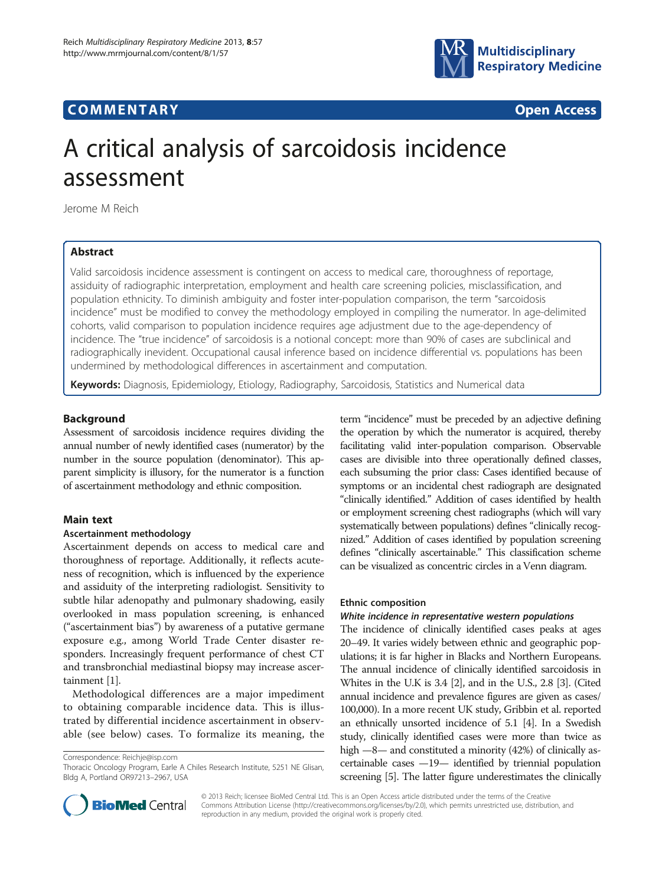COMMENTARY Open Access

# A critical analysis of sarcoidosis incidence assessment

Jerome M Reich

## Abstract

Valid sarcoidosis incidence assessment is contingent on access to medical care, thoroughness of reportage, assiduity of radiographic interpretation, employment and health care screening policies, misclassification, and population ethnicity. To diminish ambiguity and foster inter-population comparison, the term "sarcoidosis incidence" must be modified to convey the methodology employed in compiling the numerator. In age-delimited cohorts, valid comparison to population incidence requires age adjustment due to the age-dependency of incidence. The "true incidence" of sarcoidosis is a notional concept: more than 90% of cases are subclinical and radiographically inevident. Occupational causal inference based on incidence differential vs. populations has been undermined by methodological differences in ascertainment and computation.

**Keywords:** Diagnosis, Epidemiology, Etiology, Radiography, Sarcoidosis, Statistics and Numerical data

## Background

Assessment of sarcoidosis incidence requires dividing the annual number of newly identified cases (numerator) by the number in the source population (denominator). This apparent simplicity is illusory, for the numerator is a function of ascertainment methodology and ethnic composition.

## Main text

### Ascertainment methodology

Ascertainment depends on access to medical care and thoroughness of reportage. Additionally, it reflects acuteness of recognition, which is influenced by the experience and assiduity of the interpreting radiologist. Sensitivity to subtle hilar adenopathy and pulmonary shadowing, easily overlooked in mass population screening, is enhanced ("ascertainment bias") by awareness of a putative germane exposure e.g., among World Trade Center disaster responders. Increasingly frequent performance of chest CT and transbronchial mediastinal biopsy may increase ascertainment [1].

Methodological differences are a major impediment to obtaining comparable incidence data. This is illustrated by differential incidence ascertainment in observable (see below) cases. To formalize its meaning, the term "incidence" must be preceded by an adjective defining the operation by which the numerator is acquired, thereby facilitating valid inter-population comparison. Observable cases are divisible into three operationally defined classes, each subsuming the prior class: Cases identified because of symptoms or an incidental chest radiograph are designated "clinically identified." Addition of cases identified by health or employment screening chest radiographs (which will vary systematically between populations) defines "clinically recognized." Addition of cases identified by population screening defines "clinically ascertainable." This classification scheme can be visualized as concentric circles in a Venn diagram.

### Ethnic composition

#### *White incidence in representative western populations*

The incidence of clinically identified cases peaks at ages 20–49. It varies widely between ethnic and geographic populations; it is far higher in Blacks and Northern Europeans. The annual incidence of clinically identified sarcoidosis in Whites in the U.K is 3.4 [2], and in the U.S., 2.8 [3]. (Cited annual incidence and prevalence figures are given as cases/100,000). In a more recent UK study, Gribbin et al. reported an ethnically unsorted incidence of 5.1 [4]. In a Swedish study, clinically identified cases were more than twice as high —8— and constituted a minority (42%) of clinically ascertainable cases —19— identified by triennial population screening [5]. The latter figure underestimates the clinically

Correspondence: Reichje@isp.com
Thoracic Oncology Program, Earle A Chiles Research Institute, 5251 NE Glisan, Bldg A, Portland OR97213–2967, USA

© 2013 Reich; licensee BioMed Central Ltd. This is an Open Access article distributed under the terms of the Creative Commons Attribution License (http://creativecommons.org/licenses/by/2.0), which permits unrestricted use, distribution, and reproduction in any medium, provided the original work is properly cited.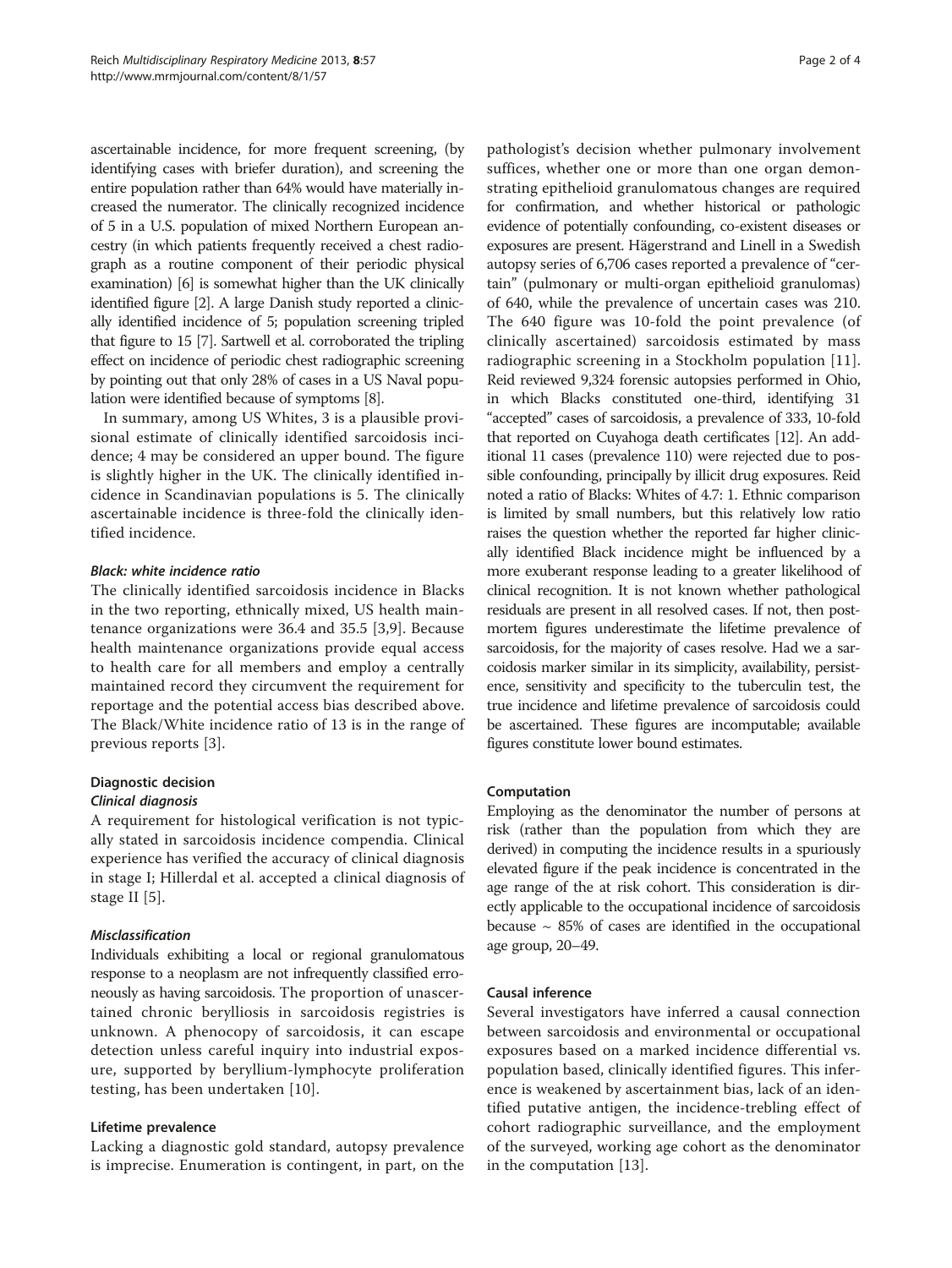ascertainable incidence, for more frequent screening, (by identifying cases with briefer duration), and screening the entire population rather than 64% would have materially increased the numerator. The clinically recognized incidence of 5 in a U.S. population of mixed Northern European ancestry (in which patients frequently received a chest radiograph as a routine component of their periodic physical examination) [6] is somewhat higher than the UK clinically identified figure [2]. A large Danish study reported a clinically identified incidence of 5; population screening tripled that figure to 15 [7]. Sartwell et al. corroborated the tripling effect on incidence of periodic chest radiographic screening by pointing out that only 28% of cases in a US Naval population were identified because of symptoms [8].

In summary, among US Whites, 3 is a plausible provisional estimate of clinically identified sarcoidosis incidence; 4 may be considered an upper bound. The figure is slightly higher in the UK. The clinically identified incidence in Scandinavian populations is 5. The clinically ascertainable incidence is three-fold the clinically identified incidence.

### *Black: white incidence ratio*

The clinically identified sarcoidosis incidence in Blacks in the two reporting, ethnically mixed, US health maintenance organizations were 36.4 and 35.5 [3,9]. Because health maintenance organizations provide equal access to health care for all members and employ a centrally maintained record they circumvent the requirement for reportage and the potential access bias described above. The Black/White incidence ratio of 13 is in the range of previous reports [3].

## Diagnostic decision

### *Clinical diagnosis*

A requirement for histological verification is not typically stated in sarcoidosis incidence compendia. Clinical experience has verified the accuracy of clinical diagnosis in stage I; Hillerdal et al. accepted a clinical diagnosis of stage II [5].

### *Misclassification*

Individuals exhibiting a local or regional granulomatous response to a neoplasm are not infrequently classified erroneously as having sarcoidosis. The proportion of unascertained chronic beryllissis in sarcoidosis registries is unknown. A phenocopy of sarcoidosis, it can escape detection unless careful inquiry into industrial exposure, supported by beryllium-lymphocyte proliferation testing, has been undertaken [10].

## Lifetime prevalence

Lacking a diagnostic gold standard, autopsy prevalence is imprecise. Enumeration is contingent, in part, on the pathologist's decision whether pulmonary involvement suffices, whether one or more than one organ demonstrating epithelioid granulomatous changes are required for confirmation, and whether historical or pathologic evidence of potentially confounding, co-existent diseases or exposures are present. Hägerstrand and Linell in a Swedish autopsy series of 6,706 cases reported a prevalence of "certain" (pulmonary or multi-organ epithelioid granulomas) of 640, while the prevalence of uncertain cases was 210. The 640 figure was 10-fold the point prevalence (of clinically ascertained) sarcoidosis estimated by mass radiographic screening in a Stockholm population [11]. Reid reviewed 9,324 forensic autopsies performed in Ohio, in which Blacks constituted one-third, identifying 31 "accepted" cases of sarcoidosis, a prevalence of 333, 10-fold that reported on Cuyahoga death certificates [12]. An additional 11 cases (prevalence 110) were rejected due to possible confounding, principally by illicit drug exposures. Reid noted a ratio of Blacks: Whites of 4.7: 1. Ethnic comparison is limited by small numbers, but this relatively low ratio raises the question whether the reported far higher clinically identified Black incidence might be influenced by a more exuberant response leading to a greater likelihood of clinical recognition. It is not known whether pathological residuals are present in all resolved cases. If not, then postmortem figures underestimate the lifetime prevalence of sarcoidosis, for the majority of cases resolve. Had we a sarcoidosis marker similar in its simplicity, availability, persistence, sensitivity and specificity to the tuberculin test, the true incidence and lifetime prevalence of sarcoidosis could be ascertained. These figures are incomputable; available figures constitute lower bound estimates.

## Computation

Employing as the denominator the number of persons at risk (rather than the population from which they are derived) in computing the incidence results in a spuriously elevated figure if the peak incidence is concentrated in the age range of the at risk cohort. This consideration is directly applicable to the occupational incidence of sarcoidosis because ~ 85% of cases are identified in the occupational age group, 20–49.

## Causal inference

Several investigators have inferred a causal connection between sarcoidosis and environmental or occupational exposures based on a marked incidence differential vs. population based, clinically identified figures. This inference is weakened by ascertainment bias, lack of an identified putative antigen, the incidence-trebling effect of cohort radiographic surveillance, and the employment of the surveyed, working age cohort as the denominator in the computation [13].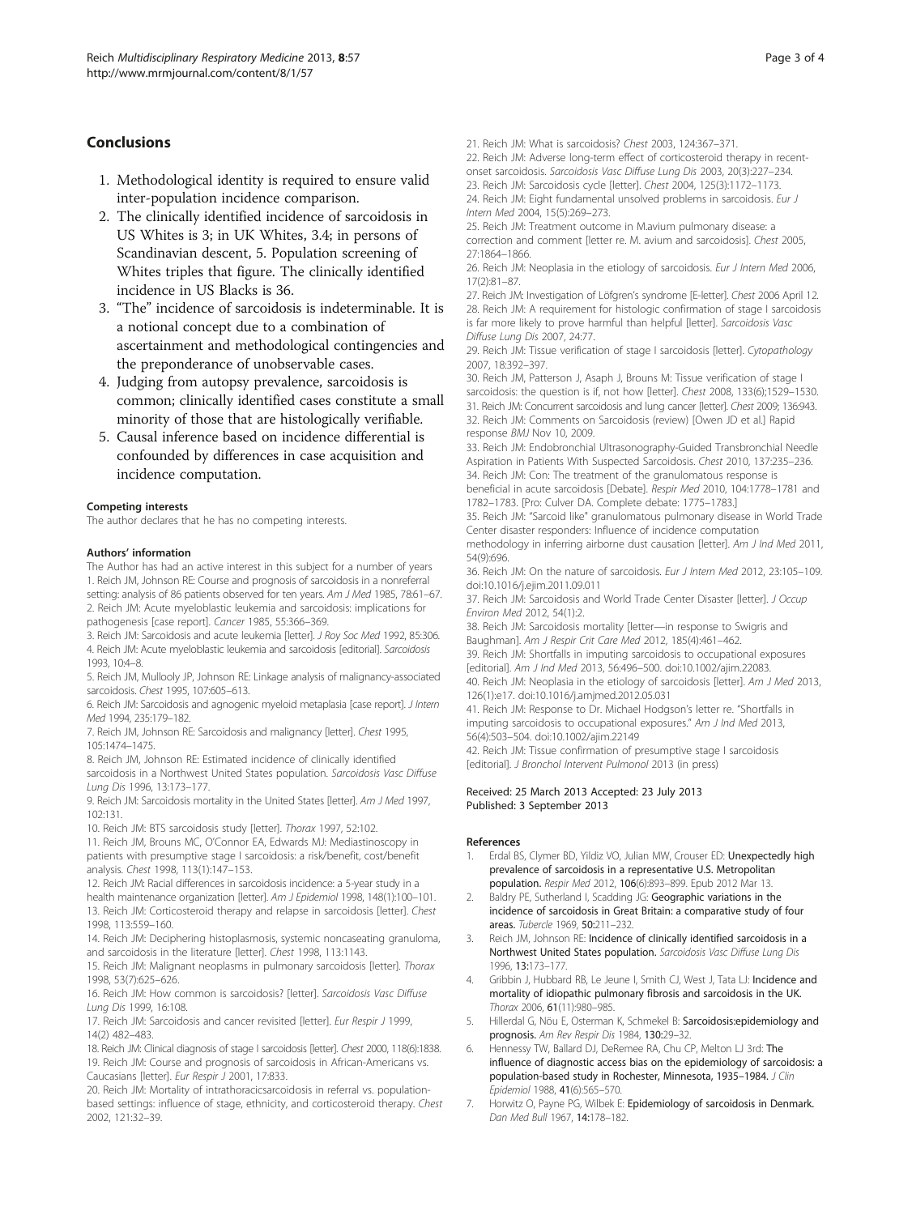## Conclusions

1. Methodological identity is required to ensure valid inter-population incidence comparison.
2. The clinically identified incidence of sarcoidosis in US Whites is 3; in UK Whites, 3.4; in persons of Scandinavian descent, 5. Population screening of Whites triples that figure. The clinically identified incidence in US Blacks is 36.
3. "The" incidence of sarcoidosis is indeterminable. It is a notional concept due to a combination of ascertainment and methodological contingencies and the preponderance of unobservable cases.
4. Judging from autopsy prevalence, sarcoidosis is common; clinically identified cases constitute a small minority of those that are histologically verifiable.
5. Causal inference based on incidence differential is confounded by differences in case acquisition and incidence computation.

#### Competing interests

The author declares that he has no competing interests.

#### Authors' information

The Author has had an active interest in this subject for a number of years

1. Reich JM, Johnson RE: Course and prognosis of sarcoidosis in a nonreferral setting: analysis of 86 patients observed for ten years. *Am J Med* 1985, 78:61–67.
2. Reich JM: Acute myeloblastic leukemia and sarcoidosis: implications for pathogenesis [case report]. *Cancer* 1985, 55:366–369.
3. Reich JM: Sarcoidosis and acute leukemia [letter]. *J Roy Soc Med* 1992, 85:306.
4. Reich JM: Acute myeloblastic leukemia and sarcoidosis [editorial]. *Sarcoidosis* 1993, 10:4–8.
5. Reich JM, Mullooly JP, Johnson RE: Linkage analysis of malignancy-associated sarcoidosis. *Chest* 1995, 107:605–613.
6. Reich JM: Sarcoidosis and agnogenic myeloid metaplasia [case report]. *J Intern Med* 1994, 235:179–182.
7. Reich JM, Johnson RE: Sarcoidosis and malignancy [letter]. *Chest* 1995, 105:1474–1475.
8. Reich JM, Johnson RE: Estimated incidence of clinically identified sarcoidosis in a Northwest United States population. *Sarcoidosis Vasc Diffuse Lung Dis* 1996, 13:173–177.
9. Reich JM: Sarcoidosis mortality in the United States [letter]. *Am J Med* 1997, 102:131.
10. Reich JM: BTS sarcoidosis study [letter]. *Thorax* 1997, 52:102.
11. Reich JM, Brouns MC, O'Connor EA, Edwards MJ: Mediastinoscopy in patients with presumptive stage I sarcoidosis: a risk/benefit, cost/benefit analysis. *Chest* 1998, 113(1):147–153.
12. Reich JM: Racial differences in sarcoidosis incidence: a 5-year study in a health maintenance organization [letter]. *Am J Epidemiol* 1998, 148(1):100–101.
13. Reich JM: Corticosteroid therapy and relapse in sarcoidosis [letter]. *Chest* 1998, 113:559–160.
14. Reich JM: Deciphering histoplasmosis, systemic noncaseating granuloma, and sarcoidosis in the literature [letter]. *Chest* 1998, 113:1143.
15. Reich JM: Malignant neoplasms in pulmonary sarcoidosis [letter]. *Thorax* 1998, 53(7):625–626.
16. Reich JM: How common is sarcoidosis? [letter]. *Sarcoidosis Vasc Diffuse Lung Dis* 1999, 16:108.
17. Reich JM: Sarcoidosis and cancer revisited [letter]. *Eur Respir J* 1999, 14(2) 482–483.
18. Reich JM: Clinical diagnosis of stage I sarcoidosis [letter]. *Chest* 2000, 118(6):1838.
19. Reich JM: Course and prognosis of sarcoidosis in African-Americans vs. Caucasians [letter]. *Eur Respir J* 2001, 17:833.
20. Reich JM: Mortality of intrathoracicsarcoidosis in referral vs. population-based settings: influence of stage, ethnicity, and corticosteroid therapy. *Chest* 2002, 121:32–39.
21. Reich JM: What is sarcoidosis? *Chest* 2003, 124:367–371.
22. Reich JM: Adverse long-term effect of corticosteroid therapy in recent-onset sarcoidosis. *Sarcoidosis Vasc Diffuse Lung Dis* 2003, 20(3):227–234.
23. Reich JM: Sarcoidosis cycle [letter]. *Chest* 2004, 125(3):1172–1173.
24. Reich JM: Eight fundamental unsolved problems in sarcoidosis. *Eur J Intern Med* 2004, 15(5):269–273.
25. Reich JM: Treatment outcome in M.avium pulmonary disease: a correction and comment [letter re. M. avium and sarcoidosis]. *Chest* 2005, 27:1864–1866.
26. Reich JM: Neoplasia in the etiology of sarcoidosis. *Eur J Intern Med* 2006, 17(2):81–87.
27. Reich JM: Investigation of Löfgren's syndrome [E-letter]. *Chest* 2006 April 12.
28. Reich JM: A requirement for histologic confirmation of stage I sarcoidosis is far more likely to prove harmful than helpful [letter]. *Sarcoidosis Vasc Diffuse Lung Dis* 2007, 24:77.
29. Reich JM: Tissue verification of stage I sarcoidosis [letter]. *Cytopathology* 2007, 18:392–397.
30. Reich JM, Patterson J, Asaph J, Brouns M: Tissue verification of stage I sarcoidosis: the question is if, not how [letter]. *Chest* 2008, 133(6);1529–1530.
31. Reich JM: Concurrent sarcoidosis and lung cancer [letter]. *Chest* 2009; 136:943.
32. Reich JM: Comments on Sarcoidosis (review) [Owen JD et al.] Rapid response *BMJ* Nov 10, 2009.
33. Reich JM: Endobronchial Ultrasonography-Guided Transbronchial Needle Aspiration in Patients With Suspected Sarcoidosis. *Chest* 2010, 137:235–236.
34. Reich JM: Con: The treatment of the granulomatous response is beneficial in acute sarcoidosis [Debate]. *Respir Med* 2010, 104:1778–1781 and 1782–1783. [Pro: Culver DA. Complete debate: 1775–1783.]
35. Reich JM: "Sarcoid like" granulomatous pulmonary disease in World Trade Center disaster responders: Influence of incidence computation methodology in inferring airborne dust causation [letter]. *Am J Ind Med* 2011, 54(9):696.
36. Reich JM: On the nature of sarcoidosis. *Eur J Intern Med* 2012, 23:105–109. doi:10.1016/j.ejim.2011.09.011
37. Reich JM: Sarcoidosis and World Trade Center Disaster [letter]. *J Occup Environ Med* 2012, 54(1):2.
38. Reich JM: Sarcoidosis mortality [letter—in response to Swigris and Baughman]. *Am J Respir Crit Care Med* 2012, 185(4):461–462.
39. Reich JM: Shortfalls in imputing sarcoidosis to occupational exposures [editorial]. *Am J Ind Med* 2013, 56:496–500. doi:10.1002/ajim.22083.
40. Reich JM: Neoplasia in the etiology of sarcoidosis [letter]. *Am J Med* 2013, 126(1):e17. doi:10.1016/j.amjmed.2012.05.031
41. Reich JM: Response to Dr. Michael Hodgson's letter re. "Shortfalls in imputing sarcoidosis to occupational exposures." *Am J Ind Med* 2013, 56(4):503–504. doi:10.1002/ajim.22149
42. Reich JM: Tissue confirmation of presumptive stage I sarcoidosis [editorial]. *J Bronchol Intervent Pulmonol* 2013 (in press)

Received: 25 March 2013 Accepted: 23 July 2013
Published: 3 September 2013

#### References

1. Erdal BS, Clymer BD, Yildiz VO, Julian MW, Crouser ED: **Unexpectedly high prevalence of sarcoidosis in a representative U.S. Metropolitan population.** *Respir Med* 2012, **106**(6):893–899. Epub 2012 Mar 13.
2. Baldry PE, Sutherland I, Scadding JG: **Geographic variations in the incidence of sarcoidosis in Great Britain: a comparative study of four areas.** *Tubercle* 1969, **50:**211–232.
3. Reich JM, Johnson RE: **Incidence of clinically identified sarcoidosis in a Northwest United States population.** *Sarcoidosis Vasc Diffuse Lung Dis* 1996, **13:**173–177.
4. Gribbin J, Hubbard RB, Le Jeune I, Smith CJ, West J, Tata LJ: **Incidence and mortality of idiopathic pulmonary fibrosis and sarcoidosis in the UK.** *Thorax* 2006, **61**(11):980–985.
5. Hillerdal G, Nöu E, Osterman K, Schmekel B: **Sarcoidosis:epidemiology and prognosis.** *Am Rev Respir Dis* 1984, **130:**29–32.
6. Hennessy TW, Ballard DJ, DeRemee RA, Chu CP, Melton LJ 3rd: **The influence of diagnostic access bias on the epidemiology of sarcoidosis: a population-based study in Rochester, Minnesota, 1935–1984.** *J Clin Epidemiol* 1988, **41**(6):565–570.
7. Horwitz O, Payne PG, Wilbek E: **Epidemiology of sarcoidosis in Denmark.** *Dan Med Bull* 1967, **14:**178–182.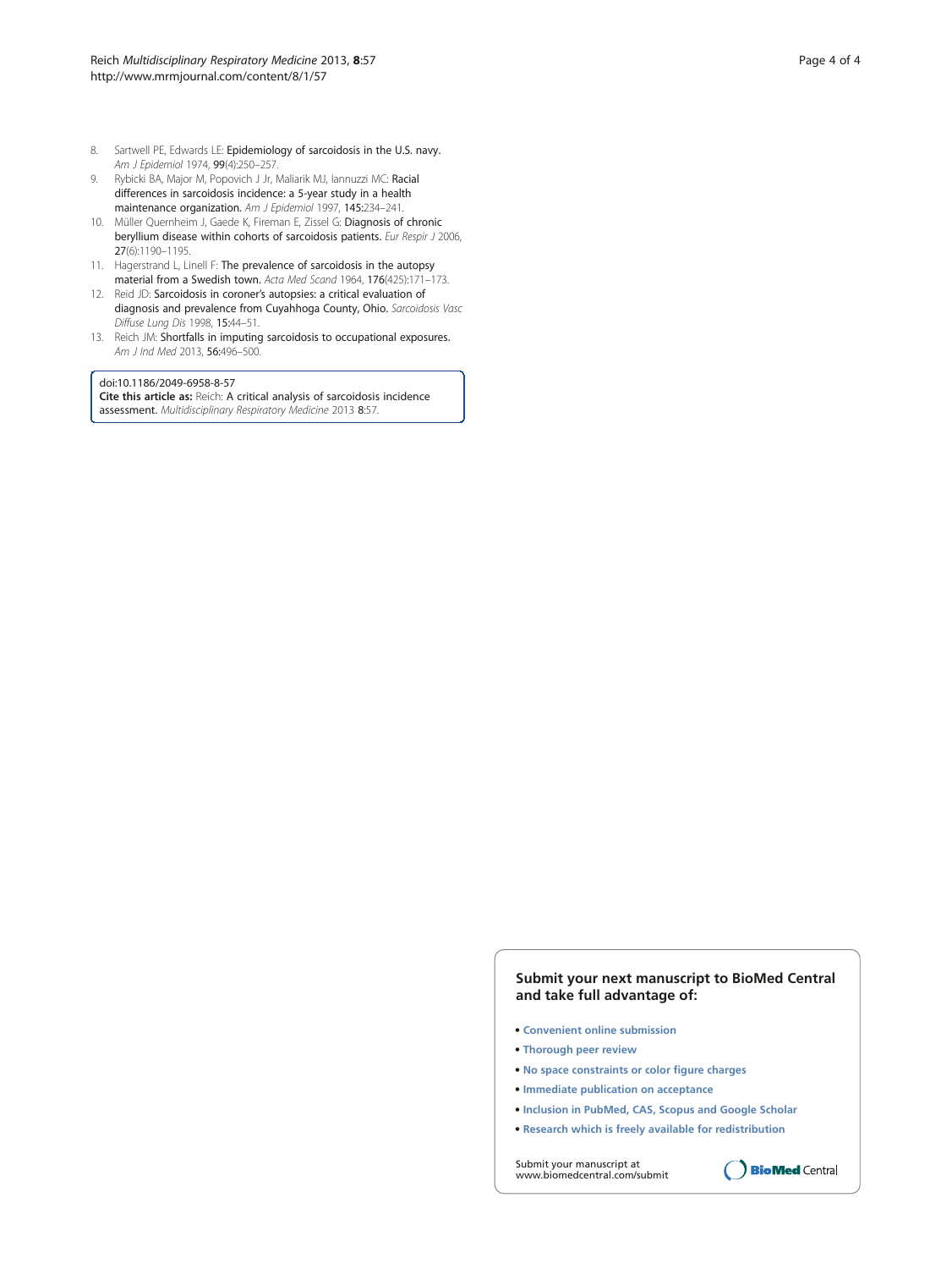8. Sartwell PE, Edwards LE: **Epidemiology of sarcoidosis in the U.S. navy.** *Am J Epidemiol* 1974, **99**(4):250–257.
9. Rybicki BA, Major M, Popovich J Jr, Maliarik MJ, Iannuzzi MC: **Racial differences in sarcoidosis incidence: a 5-year study in a health maintenance organization.** *Am J Epidemiol* 1997, **145**:234–241.
10. Müller Quernheim J, Gaede K, Fireman E, Zissel G: **Diagnosis of chronic beryllium disease within cohorts of sarcoidosis patients.** *Eur Respir J* 2006, **27**(6):1190–1195.
11. Hagerstrand L, Linell F: **The prevalence of sarcoidosis in the autopsy material from a Swedish town.** *Acta Med Scand* 1964, **176**(425):171–173.
12. Reid JD: **Sarcoidosis in coroner's autopsies: a critical evaluation of diagnosis and prevalence from Cuyahhoga County, Ohio.** *Sarcoidosis Vasc Diffuse Lung Dis* 1998, **15**:44–51.
13. Reich JM: **Shortfalls in imputing sarcoidosis to occupational exposures.** *Am J Ind Med* 2013, **56**:496–500.

doi:10.1186/2049-6958-8-57

**Cite this article as:** Reich: A critical analysis of sarcoidosis incidence assessment. *Multidisciplinary Respiratory Medicine* 2013 **8**:57.

**Submit your next manuscript to BioMed Central and take full advantage of:**

- **Convenient online submission**
- **Thorough peer review**
- **No space constraints or color figure charges**
- **Immediate publication on acceptance**
- **Inclusion in PubMed, CAS, Scopus and Google Scholar**
- **Research which is freely available for redistribution**

Submit your manuscript at
www.biomedcentral.com/submit

BioMed Central